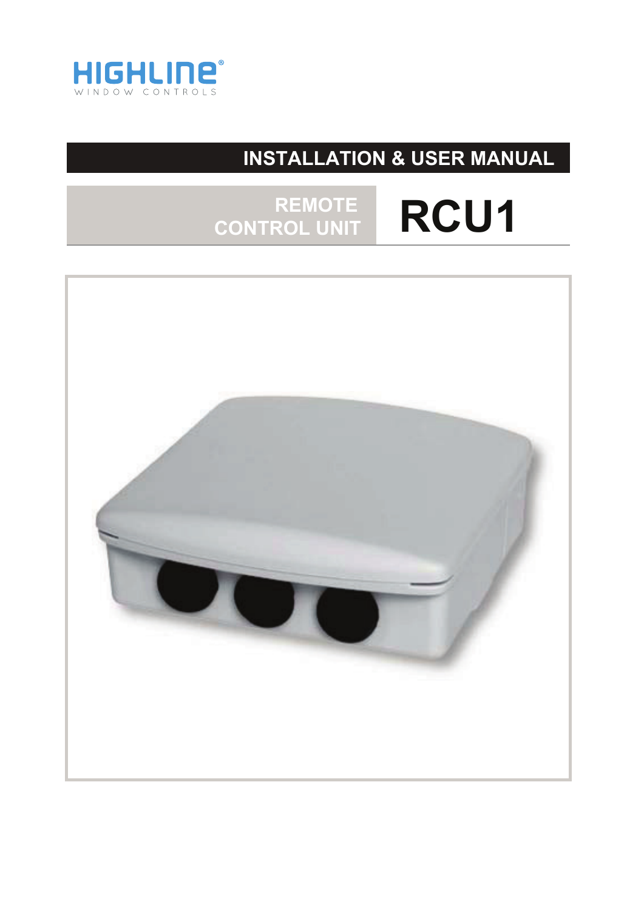HIGHLINE®

WINDOW CONTROLS

# INSTALLATION & USER MANUAL

## REMOTE CONTROL UNIT

# RCU1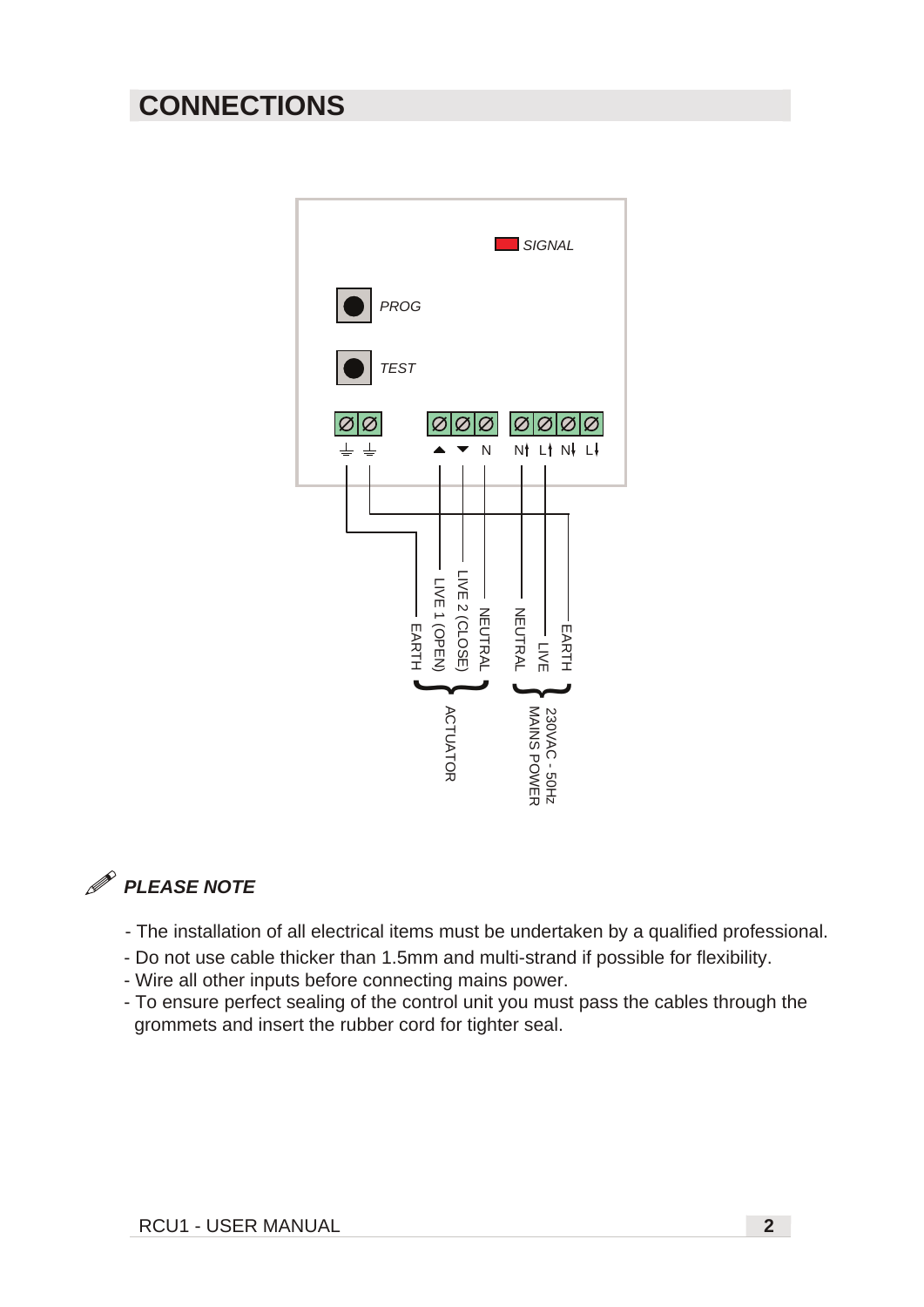## CONNECTIONS

SIGNAL

PROG

TEST

EARTH | LIVE 1 (OPEN) | LIVE 2 (CLOSE) | NEUTRAL — ACTUATOR

NEUTRAL | LIVE | EARTH — 230VAC - 50Hz MAINS POWER

### *PLEASE NOTE*

- The installation of all electrical items must be undertaken by a qualified professional.
- Do not use cable thicker than 1.5mm and multi-strand if possible for flexibility.
- Wire all other inputs before connecting mains power.
- To ensure perfect sealing of the control unit you must pass the cables through the grommets and insert the rubber cord for tighter seal.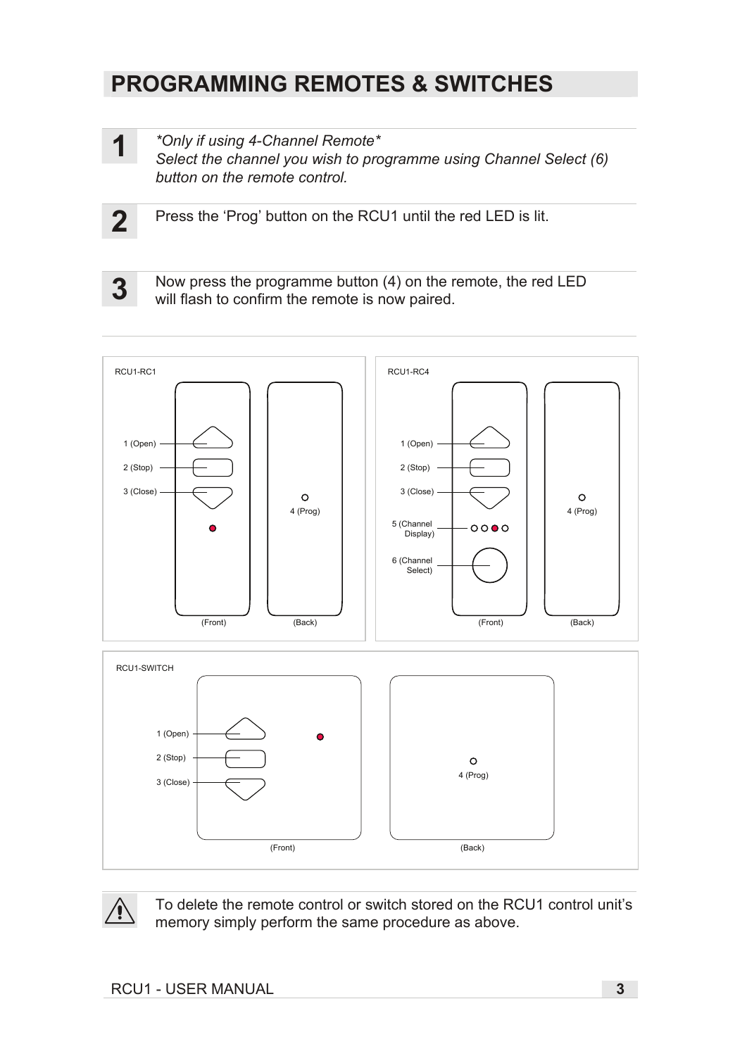# PROGRAMMING REMOTES & SWITCHES

**1** *\*Only if using 4-Channel Remote\**
*Select the channel you wish to programme using Channel Select (6) button on the remote control.*

**2** Press the 'Prog' button on the RCU1 until the red LED is lit.

**3** Now press the programme button (4) on the remote, the red LED will flash to confirm the remote is now paired.

RCU1-RC1

1 (Open)
2 (Stop)
3 (Close)
4 (Prog)
(Front) (Back)

RCU1-RC4

1 (Open)
2 (Stop)
3 (Close)
5 (Channel Display)
6 (Channel Select)
4 (Prog)
(Front) (Back)

RCU1-SWITCH

1 (Open)
2 (Stop)
3 (Close)
4 (Prog)
(Front) (Back)

⚠ To delete the remote control or switch stored on the RCU1 control unit's memory simply perform the same procedure as above.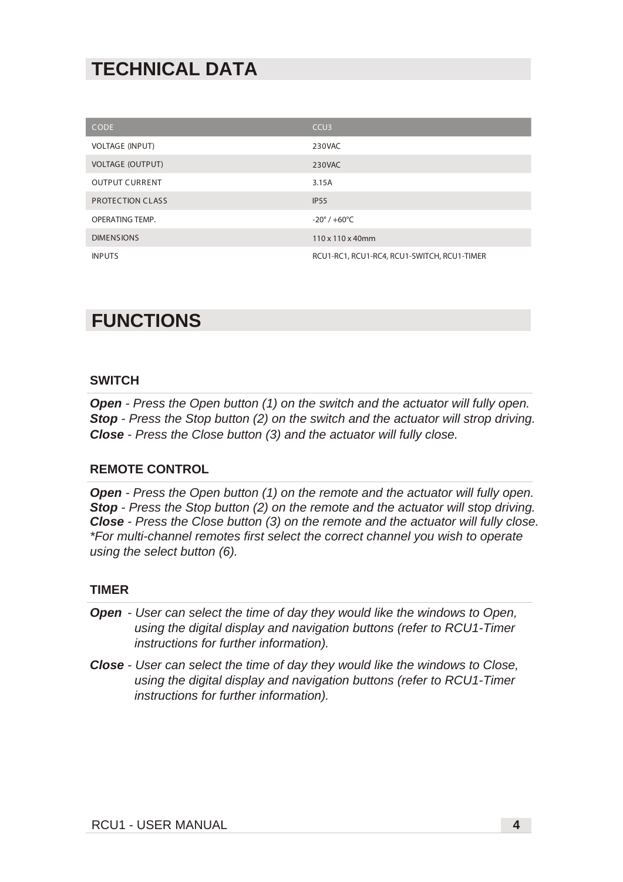# TECHNICAL DATA

| CODE | CCU3 |
|---|---|
| VOLTAGE (INPUT) | 230VAC |
| VOLTAGE (OUTPUT) | 230VAC |
| OUTPUT CURRENT | 3.15A |
| PROTECTION CLASS | IP55 |
| OPERATING TEMP. | -20° / +60°C |
| DIMENSIONS | 110 x 110 x 40mm |
| INPUTS | RCU1-RC1, RCU1-RC4, RCU1-SWITCH, RCU1-TIMER |

# FUNCTIONS

### SWITCH

***Open*** *- Press the Open button (1) on the switch and the actuator will fully open.*
***Stop*** *- Press the Stop button (2) on the switch and the actuator will strop driving.*
***Close*** *- Press the Close button (3) and the actuator will fully close.*

### REMOTE CONTROL

***Open*** *- Press the Open button (1) on the remote and the actuator will fully open.*
***Stop*** *- Press the Stop button (2) on the remote and the actuator will stop driving.*
***Close*** *- Press the Close button (3) on the remote and the actuator will fully close.*
**For multi-channel remotes first select the correct channel you wish to operate using the select button (6).*

### TIMER

***Open*** *- User can select the time of day they would like the windows to Open, using the digital display and navigation buttons (refer to RCU1-Timer instructions for further information).*

***Close*** *- User can select the time of day they would like the windows to Close, using the digital display and navigation buttons (refer to RCU1-Timer instructions for further information).*